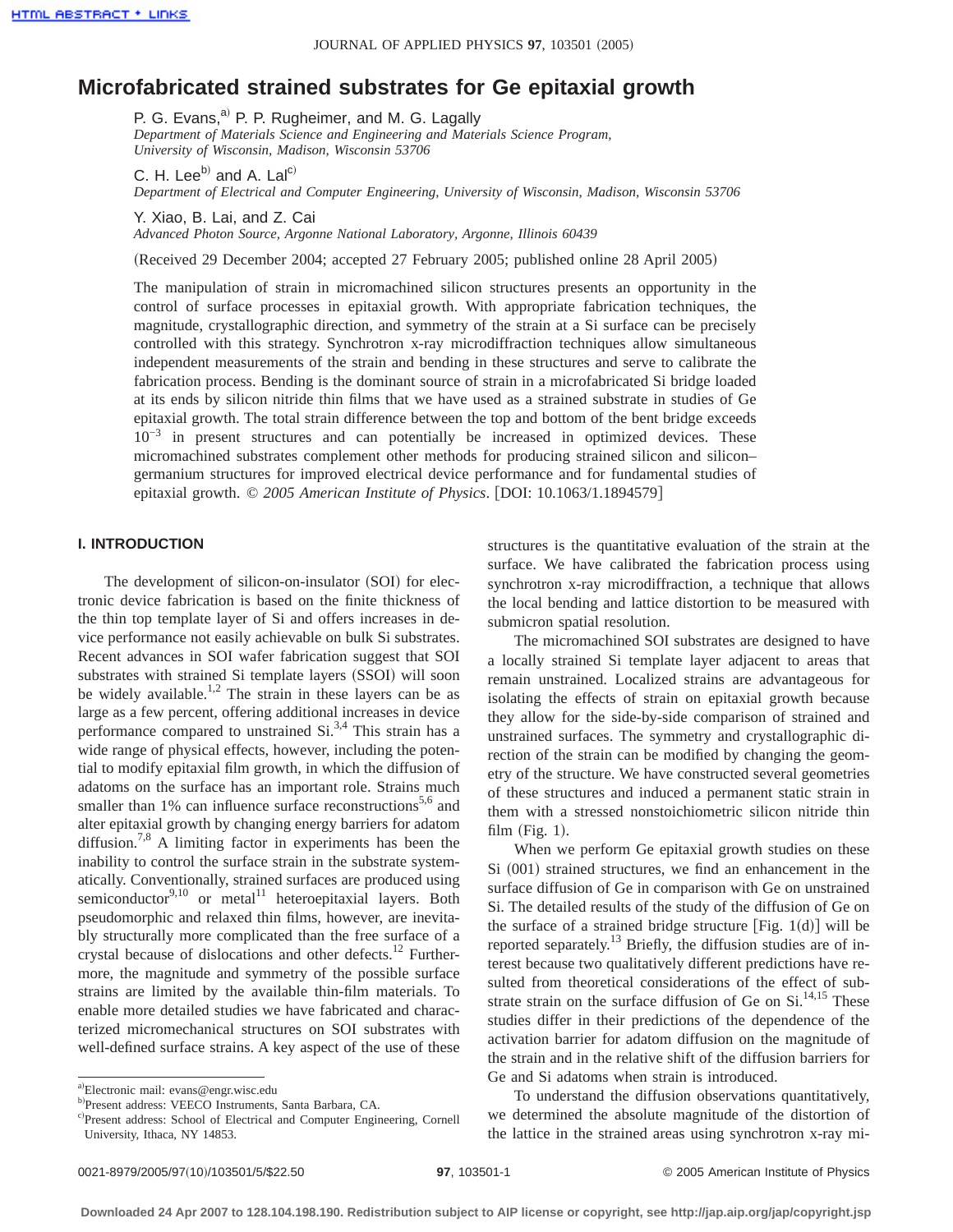# Microfabricated strained substrates for Ge epitaxial growth

P. G. Evans,[a)] P. P. Rugheimer, and M. G. Lagally
*Department of Materials Science and Engineering and Materials Science Program, University of Wisconsin, Madison, Wisconsin 53706*

C. H. Lee[b)] and A. Lal[c)]
*Department of Electrical and Computer Engineering, University of Wisconsin, Madison, Wisconsin 53706*

Y. Xiao, B. Lai, and Z. Cai
*Advanced Photon Source, Argonne National Laboratory, Argonne, Illinois 60439*

(Received 29 December 2004; accepted 27 February 2005; published online 28 April 2005)

The manipulation of strain in micromachined silicon structures presents an opportunity in the control of surface processes in epitaxial growth. With appropriate fabrication techniques, the magnitude, crystallographic direction, and symmetry of the strain at a Si surface can be precisely controlled with this strategy. Synchrotron x-ray microdiffraction techniques allow simultaneous independent measurements of the strain and bending in these structures and serve to calibrate the fabrication process. Bending is the dominant source of strain in a microfabricated Si bridge loaded at its ends by silicon nitride thin films that we have used as a strained substrate in studies of Ge epitaxial growth. The total strain difference between the top and bottom of the bent bridge exceeds $10^{-3}$ in present structures and can potentially be increased in optimized devices. These micromachined substrates complement other methods for producing strained silicon and silicon–germanium structures for improved electrical device performance and for fundamental studies of epitaxial growth. © *2005 American Institute of Physics*. [DOI: 10.1063/1.1894579]

## I. INTRODUCTION

The development of silicon-on-insulator (SOI) for electronic device fabrication is based on the finite thickness of the thin top template layer of Si and offers increases in device performance not easily achievable on bulk Si substrates. Recent advances in SOI wafer fabrication suggest that SOI substrates with strained Si template layers (SSOI) will soon be widely available.[1,2] The strain in these layers can be as large as a few percent, offering additional increases in device performance compared to unstrained Si.[3,4] This strain has a wide range of physical effects, however, including the potential to modify epitaxial film growth, in which the diffusion of adatoms on the surface has an important role. Strains much smaller than 1% can influence surface reconstructions[5,6] and alter epitaxial growth by changing energy barriers for adatom diffusion.[7,8] A limiting factor in experiments has been the inability to control the surface strain in the substrate systematically. Conventionally, strained surfaces are produced using semiconductor[9,10] or metal[11] heteroepitaxial layers. Both pseudomorphic and relaxed thin films, however, are inevitably structurally more complicated than the free surface of a crystal because of dislocations and other defects.[12] Furthermore, the magnitude and symmetry of the possible surface strains are limited by the available thin-film materials. To enable more detailed studies we have fabricated and characterized micromechanical structures on SOI substrates with well-defined surface strains. A key aspect of the use of these structures is the quantitative evaluation of the strain at the surface. We have calibrated the fabrication process using synchrotron x-ray microdiffraction, a technique that allows the local bending and lattice distortion to be measured with submicron spatial resolution.

The micromachined SOI substrates are designed to have a locally strained Si template layer adjacent to areas that remain unstrained. Localized strains are advantageous for isolating the effects of strain on epitaxial growth because they allow for the side-by-side comparison of strained and unstrained surfaces. The symmetry and crystallographic direction of the strain can be modified by changing the geometry of the structure. We have constructed several geometries of these structures and induced a permanent static strain in them with a stressed nonstoichiometric silicon nitride thin film (Fig. 1).

When we perform Ge epitaxial growth studies on these Si (001) strained structures, we find an enhancement in the surface diffusion of Ge in comparison with Ge on unstrained Si. The detailed results of the study of the diffusion of Ge on the surface of a strained bridge structure [Fig. 1(d)] will be reported separately.[13] Briefly, the diffusion studies are of interest because two qualitatively different predictions have resulted from theoretical considerations of the effect of substrate strain on the surface diffusion of Ge on Si.[14,15] These studies differ in their predictions of the dependence of the activation barrier for adatom diffusion on the magnitude of the strain and in the relative shift of the diffusion barriers for Ge and Si adatoms when strain is introduced.

To understand the diffusion observations quantitatively, we determined the absolute magnitude of the distortion of the lattice in the strained areas using synchrotron x-ray mi-

---

[a)] Electronic mail: evans@engr.wisc.edu
[b)] Present address: VEECO Instruments, Santa Barbara, CA.
[c)] Present address: School of Electrical and Computer Engineering, Cornell University, Ithaca, NY 14853.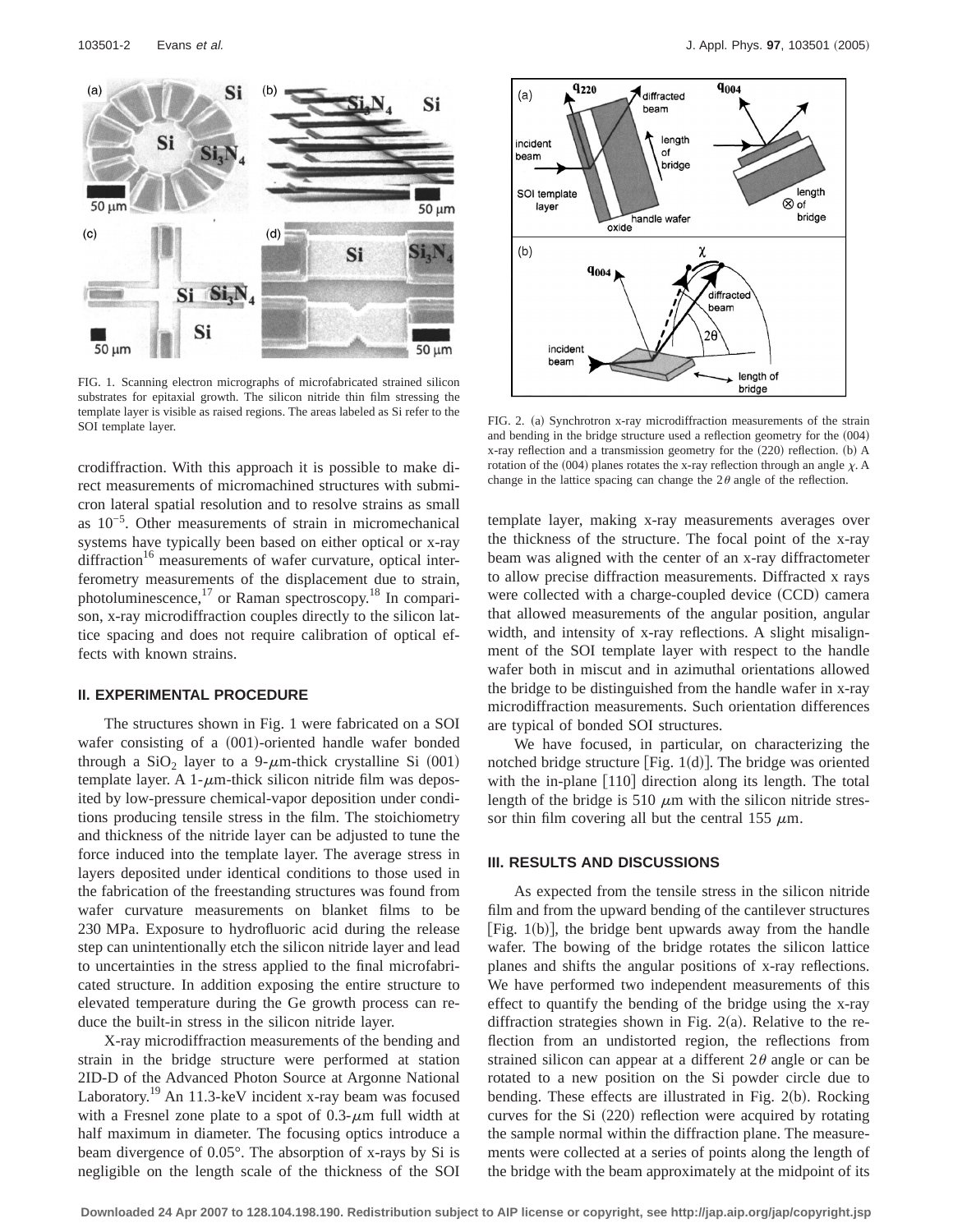FIG. 1. Scanning electron micrographs of microfabricated strained silicon substrates for epitaxial growth. The silicon nitride thin film stressing the template layer is visible as raised regions. The areas labeled as Si refer to the SOI template layer.

crodiffraction. With this approach it is possible to make direct measurements of micromachined structures with submicron lateral spatial resolution and to resolve strains as small as $10^{-5}$. Other measurements of strain in micromechanical systems have typically been based on either optical or x-ray diffraction[16] measurements of wafer curvature, optical interferometry measurements of the displacement due to strain, photoluminescence,[17] or Raman spectroscopy.[18] In comparison, x-ray microdiffraction couples directly to the silicon lattice spacing and does not require calibration of optical effects with known strains.

## II. EXPERIMENTAL PROCEDURE

The structures shown in Fig. 1 were fabricated on a SOI wafer consisting of a (001)-oriented handle wafer bonded through a $SiO_2$ layer to a 9-$\mu$m-thick crystalline Si (001) template layer. A 1-$\mu$m-thick silicon nitride film was deposited by low-pressure chemical-vapor deposition under conditions producing tensile stress in the film. The stoichiometry and thickness of the nitride layer can be adjusted to tune the force induced into the template layer. The average stress in layers deposited under identical conditions to those used in the fabrication of the freestanding structures was found from wafer curvature measurements on blanket films to be 230 MPa. Exposure to hydrofluoric acid during the release step can unintentionally etch the silicon nitride layer and lead to uncertainties in the stress applied to the final microfabricated structure. In addition exposing the entire structure to elevated temperature during the Ge growth process can reduce the built-in stress in the silicon nitride layer.

X-ray microdiffraction measurements of the bending and strain in the bridge structure were performed at station 2ID-D of the Advanced Photon Source at Argonne National Laboratory.[19] An 11.3-keV incident x-ray beam was focused with a Fresnel zone plate to a spot of 0.3-$\mu$m full width at half maximum in diameter. The focusing optics introduce a beam divergence of 0.05°. The absorption of x-rays by Si is negligible on the length scale of the thickness of the SOI template layer, making x-ray measurements averages over the thickness of the structure. The focal point of the x-ray beam was aligned with the center of an x-ray diffractometer to allow precise diffraction measurements. Diffracted x rays were collected with a charge-coupled device (CCD) camera that allowed measurements of the angular position, angular width, and intensity of x-ray reflections. A slight misalignment of the SOI template layer with respect to the handle wafer both in miscut and in azimuthal orientations allowed the bridge to be distinguished from the handle wafer in x-ray microdiffraction measurements. Such orientation differences are typical of bonded SOI structures.

FIG. 2. (a) Synchrotron x-ray microdiffraction measurements of the strain and bending in the bridge structure used a reflection geometry for the (004) x-ray reflection and a transmission geometry for the (220) reflection. (b) A rotation of the (004) planes rotates the x-ray reflection through an angle $\chi$. A change in the lattice spacing can change the $2\theta$ angle of the reflection.

We have focused, in particular, on characterizing the notched bridge structure [Fig. 1(d)]. The bridge was oriented with the in-plane [110] direction along its length. The total length of the bridge is 510 $\mu$m with the silicon nitride stressor thin film covering all but the central 155 $\mu$m.

## III. RESULTS AND DISCUSSIONS

As expected from the tensile stress in the silicon nitride film and from the upward bending of the cantilever structures [Fig. 1(b)], the bridge bent upwards away from the handle wafer. The bowing of the bridge rotates the silicon lattice planes and shifts the angular positions of x-ray reflections. We have performed two independent measurements of this effect to quantify the bending of the bridge using the x-ray diffraction strategies shown in Fig. 2(a). Relative to the reflection from an undistorted region, the reflections from strained silicon can appear at a different $2\theta$ angle or can be rotated to a new position on the Si powder circle due to bending. These effects are illustrated in Fig. 2(b). Rocking curves for the Si (220) reflection were acquired by rotating the sample normal within the diffraction plane. The measurements were collected at a series of points along the length of the bridge with the beam approximately at the midpoint of its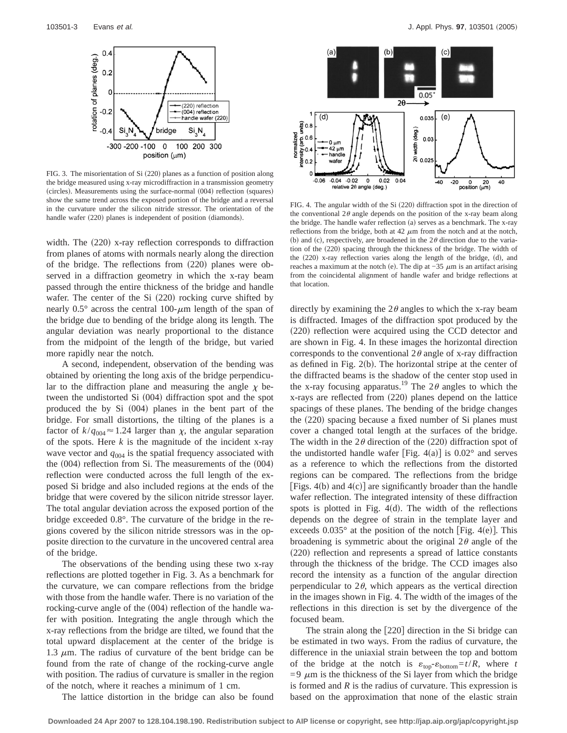FIG. 3. The misorientation of Si (220) planes as a function of position along the bridge measured using x-ray microdiffraction in a transmission geometry (circles). Measurements using the surface-normal (004) reflection (squares) show the same trend across the exposed portion of the bridge and a reversal in the curvature under the silicon nitride stressor. The orientation of the handle wafer (220) planes is independent of position (diamonds).

width. The (220) x-ray reflection corresponds to diffraction from planes of atoms with normals nearly along the direction of the bridge. The reflections from (220) planes were observed in a diffraction geometry in which the x-ray beam passed through the entire thickness of the bridge and handle wafer. The center of the Si (220) rocking curve shifted by nearly 0.5° across the central 100-$\mu$m length of the span of the bridge due to bending of the bridge along its length. The angular deviation was nearly proportional to the distance from the midpoint of the length of the bridge, but varied more rapidly near the notch.

A second, independent, observation of the bending was obtained by orienting the long axis of the bridge perpendicular to the diffraction plane and measuring the angle $\chi$ between the undistorted Si (004) diffraction spot and the spot produced the by Si (004) planes in the bent part of the bridge. For small distortions, the tilting of the planes is a factor of $k/q_{004} \approx 1.24$ larger than $\chi$, the angular separation of the spots. Here $k$ is the magnitude of the incident x-ray wave vector and $q_{004}$ is the spatial frequency associated with the (004) reflection from Si. The measurements of the (004) reflection were conducted across the full length of the exposed Si bridge and also included regions at the ends of the bridge that were covered by the silicon nitride stressor layer. The total angular deviation across the exposed portion of the bridge exceeded 0.8°. The curvature of the bridge in the regions covered by the silicon nitride stressors was in the opposite direction to the curvature in the uncovered central area of the bridge.

The observations of the bending using these two x-ray reflections are plotted together in Fig. 3. As a benchmark for the curvature, we can compare reflections from the bridge with those from the handle wafer. There is no variation of the rocking-curve angle of the (004) reflection of the handle wafer with position. Integrating the angle through which the x-ray reflections from the bridge are tilted, we found that the total upward displacement at the center of the bridge is 1.3 $\mu$m. The radius of curvature of the bent bridge can be found from the rate of change of the rocking-curve angle with position. The radius of curvature is smaller in the region of the notch, where it reaches a minimum of 1 cm.

The lattice distortion in the bridge can also be found directly by examining the $2\theta$ angles to which the x-ray beam is diffracted. Images of the diffraction spot produced by the (220) reflection were acquired using the CCD detector and are shown in Fig. 4. In these images the horizontal direction corresponds to the conventional $2\theta$ angle of x-ray diffraction as defined in Fig. 2(b). The horizontal stripe at the center of the diffracted beams is the shadow of the center stop used in the x-ray focusing apparatus.[19] The $2\theta$ angles to which the x-rays are reflected from (220) planes depend on the lattice spacings of these planes. The bending of the bridge changes the (220) spacing because a fixed number of Si planes must cover a changed total length at the surfaces of the bridge. The width in the $2\theta$ direction of the (220) diffraction spot of the undistorted handle wafer [Fig. 4(a)] is 0.02° and serves as a reference to which the reflections from the distorted regions can be compared. The reflections from the bridge [Figs. 4(b) and 4(c)] are significantly broader than the handle wafer reflection. The integrated intensity of these diffraction spots is plotted in Fig. 4(d). The width of the reflections depends on the degree of strain in the template layer and exceeds 0.035° at the position of the notch [Fig. 4(e)]. This broadening is symmetric about the original $2\theta$ angle of the (220) reflection and represents a spread of lattice constants through the thickness of the bridge. The CCD images also record the intensity as a function of the angular direction perpendicular to $2\theta$, which appears as the vertical direction in the images shown in Fig. 4. The width of the images of the reflections in this direction is set by the divergence of the focused beam.

FIG. 4. The angular width of the Si (220) diffraction spot in the direction of the conventional $2\theta$ angle depends on the position of the x-ray beam along the bridge. The handle wafer reflection (a) serves as a benchmark. The x-ray reflections from the bridge, both at 42 $\mu$m from the notch and at the notch, (b) and (c), respectively, are broadened in the $2\theta$ direction due to the variation of the (220) spacing through the thickness of the bridge. The width of the (220) x-ray reflection varies along the length of the bridge, (d), and reaches a maximum at the notch (e). The dip at −35 $\mu$m is an artifact arising from the coincidental alignment of handle wafer and bridge reflections at that location.

The strain along the [220] direction in the Si bridge can be estimated in two ways. From the radius of curvature, the difference in the uniaxial strain between the top and bottom of the bridge at the notch is $\varepsilon_{top}$-$\varepsilon_{bottom}=t/R$, where $t=9$ $\mu$m is the thickness of the Si layer from which the bridge is formed and $R$ is the radius of curvature. This expression is based on the approximation that none of the elastic strain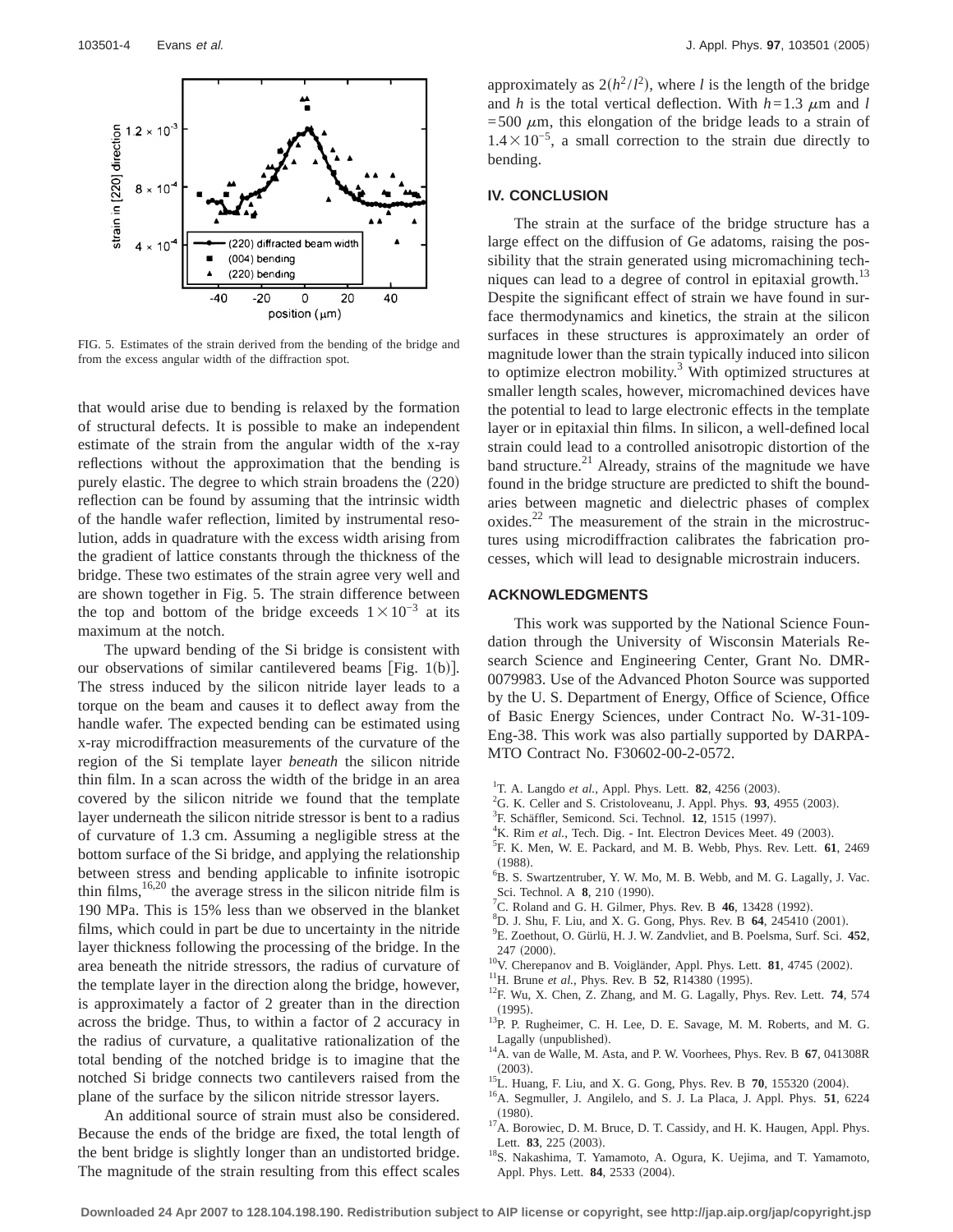FIG. 5. Estimates of the strain derived from the bending of the bridge and from the excess angular width of the diffraction spot.

that would arise due to bending is relaxed by the formation of structural defects. It is possible to make an independent estimate of the strain from the angular width of the x-ray reflections without the approximation that the bending is purely elastic. The degree to which strain broadens the (220) reflection can be found by assuming that the intrinsic width of the handle wafer reflection, limited by instrumental resolution, adds in quadrature with the excess width arising from the gradient of lattice constants through the thickness of the bridge. These two estimates of the strain agree very well and are shown together in Fig. 5. The strain difference between the top and bottom of the bridge exceeds $1\times10^{-3}$ at its maximum at the notch.

The upward bending of the Si bridge is consistent with our observations of similar cantilevered beams [Fig. 1(b)]. The stress induced by the silicon nitride layer leads to a torque on the beam and causes it to deflect away from the handle wafer. The expected bending can be estimated using x-ray microdiffraction measurements of the curvature of the region of the Si template layer *beneath* the silicon nitride thin film. In a scan across the width of the bridge in an area covered by the silicon nitride we found that the template layer underneath the silicon nitride stressor is bent to a radius of curvature of 1.3 cm. Assuming a negligible stress at the bottom surface of the Si bridge, and applying the relationship between stress and bending applicable to infinite isotropic thin films,[16,20] the average stress in the silicon nitride film is 190 MPa. This is 15% less than we observed in the blanket films, which could in part be due to uncertainty in the nitride layer thickness following the processing of the bridge. In the area beneath the nitride stressors, the radius of curvature of the template layer in the direction along the bridge, however, is approximately a factor of 2 greater than in the direction across the bridge. Thus, to within a factor of 2 accuracy in the radius of curvature, a qualitative rationalization of the total bending of the notched bridge is to imagine that the notched Si bridge connects two cantilevers raised from the plane of the surface by the silicon nitride stressor layers.

An additional source of strain must also be considered. Because the ends of the bridge are fixed, the total length of the bent bridge is slightly longer than an undistorted bridge. The magnitude of the strain resulting from this effect scales approximately as $2(h^2/l^2)$, where $l$ is the length of the bridge and $h$ is the total vertical deflection. With $h=1.3$ $\mu$m and $l=500$ $\mu$m, this elongation of the bridge leads to a strain of $1.4\times10^{-5}$, a small correction to the strain due directly to bending.

## IV. CONCLUSION

The strain at the surface of the bridge structure has a large effect on the diffusion of Ge adatoms, raising the possibility that the strain generated using micromachining techniques can lead to a degree of control in epitaxial growth.[13] Despite the significant effect of strain we have found in surface thermodynamics and kinetics, the strain at the silicon surfaces in these structures is approximately an order of magnitude lower than the strain typically induced into silicon to optimize electron mobility.[3] With optimized structures at smaller length scales, however, micromachined devices have the potential to lead to large electronic effects in the template layer or in epitaxial thin films. In silicon, a well-defined local strain could lead to a controlled anisotropic distortion of the band structure.[21] Already, strains of the magnitude we have found in the bridge structure are predicted to shift the boundaries between magnetic and dielectric phases of complex oxides.[22] The measurement of the strain in the microstructures using microdiffraction calibrates the fabrication processes, which will lead to designable microstrain inducers.

## ACKNOWLEDGMENTS

This work was supported by the National Science Foundation through the University of Wisconsin Materials Research Science and Engineering Center, Grant No. DMR-0079983. Use of the Advanced Photon Source was supported by the U. S. Department of Energy, Office of Science, Office of Basic Energy Sciences, under Contract No. W-31-109-Eng-38. This work was also partially supported by DARPA-MTO Contract No. F30602-00-2-0572.

[1] T. A. Langdo *et al.*, Appl. Phys. Lett. **82**, 4256 (2003).
[2] G. K. Celler and S. Cristoloveanu, J. Appl. Phys. **93**, 4955 (2003).
[3] F. Schäffler, Semicond. Sci. Technol. **12**, 1515 (1997).
[4] K. Rim *et al.*, Tech. Dig. - Int. Electron Devices Meet. 49 (2003).
[5] F. K. Men, W. E. Packard, and M. B. Webb, Phys. Rev. Lett. **61**, 2469 (1988).
[6] B. S. Swartzentruber, Y. W. Mo, M. B. Webb, and M. G. Lagally, J. Vac. Sci. Technol. A **8**, 210 (1990).
[7] C. Roland and G. H. Gilmer, Phys. Rev. B **46**, 13428 (1992).
[8] D. J. Shu, F. Liu, and X. G. Gong, Phys. Rev. B **64**, 245410 (2001).
[9] E. Zoethout, O. Gürlü, H. J. W. Zandvliet, and B. Poelsma, Surf. Sci. **452**, 247 (2000).
[10] V. Cherepanov and B. Voigtländer, Appl. Phys. Lett. **81**, 4745 (2002).
[11] H. Brune *et al.*, Phys. Rev. B **52**, R14380 (1995).
[12] F. Wu, X. Chen, Z. Zhang, and M. G. Lagally, Phys. Rev. Lett. **74**, 574 (1995).
[13] P. P. Rugheimer, C. H. Lee, D. E. Savage, M. M. Roberts, and M. G. Lagally (unpublished).
[14] A. van de Walle, M. Asta, and P. W. Voorhees, Phys. Rev. B **67**, 041308R (2003).
[15] L. Huang, F. Liu, and X. G. Gong, Phys. Rev. B **70**, 155320 (2004).
[16] A. Segmuller, J. Angilelo, and S. J. La Placa, J. Appl. Phys. **51**, 6224 (1980).
[17] A. Borowiec, D. M. Bruce, D. T. Cassidy, and H. K. Haugen, Appl. Phys. Lett. **83**, 225 (2003).
[18] S. Nakashima, T. Yamamoto, A. Ogura, K. Uejima, and T. Yamamoto, Appl. Phys. Lett. **84**, 2533 (2004).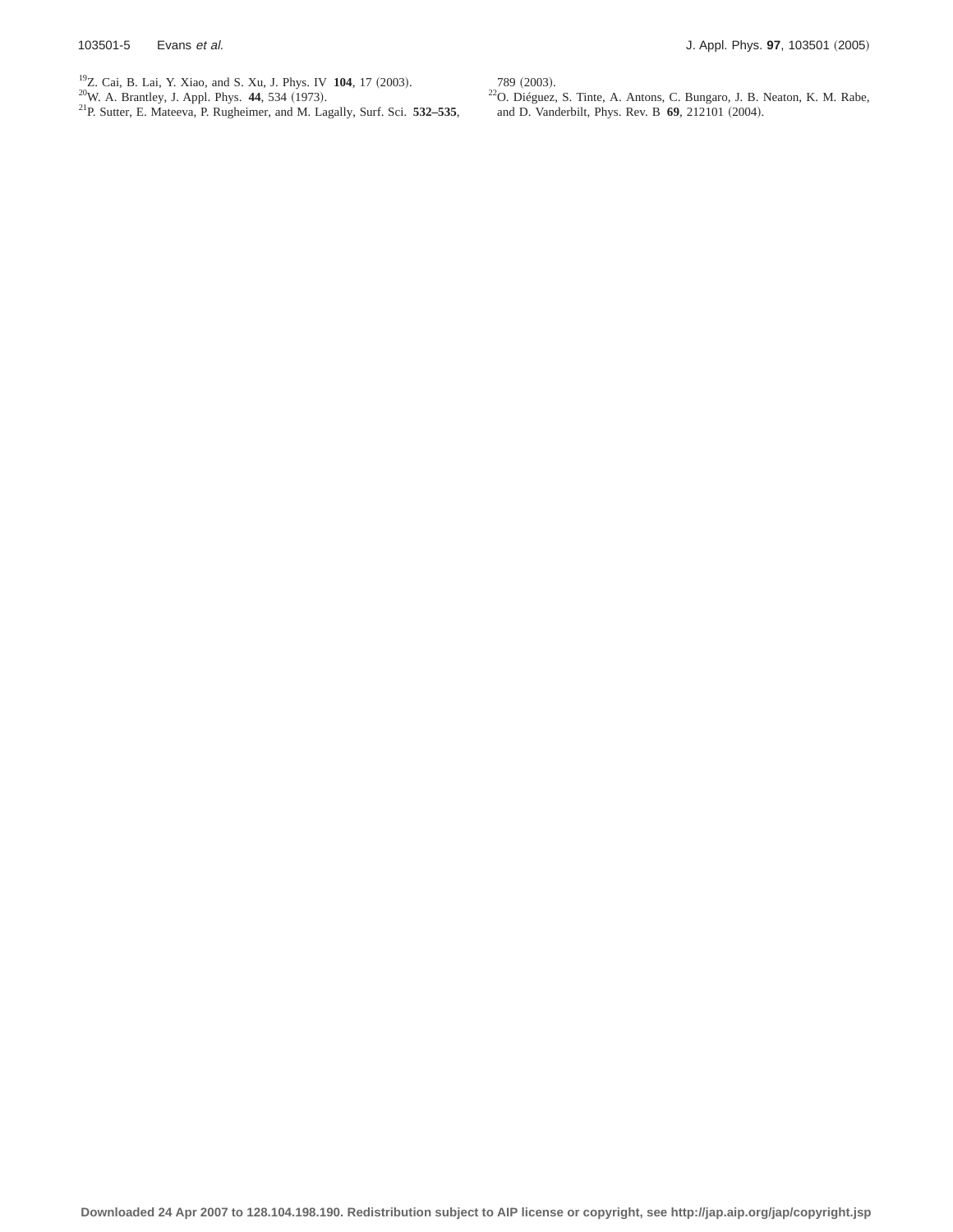[19] Z. Cai, B. Lai, Y. Xiao, and S. Xu, J. Phys. IV **104**, 17 (2003).

[20] W. A. Brantley, J. Appl. Phys. **44**, 534 (1973).

[21] P. Sutter, E. Mateeva, P. Rugheimer, and M. Lagally, Surf. Sci. **532–535**, 789 (2003).

[22] O. Diéguez, S. Tinte, A. Antons, C. Bungaro, J. B. Neaton, K. M. Rabe, and D. Vanderbilt, Phys. Rev. B **69**, 212101 (2004).